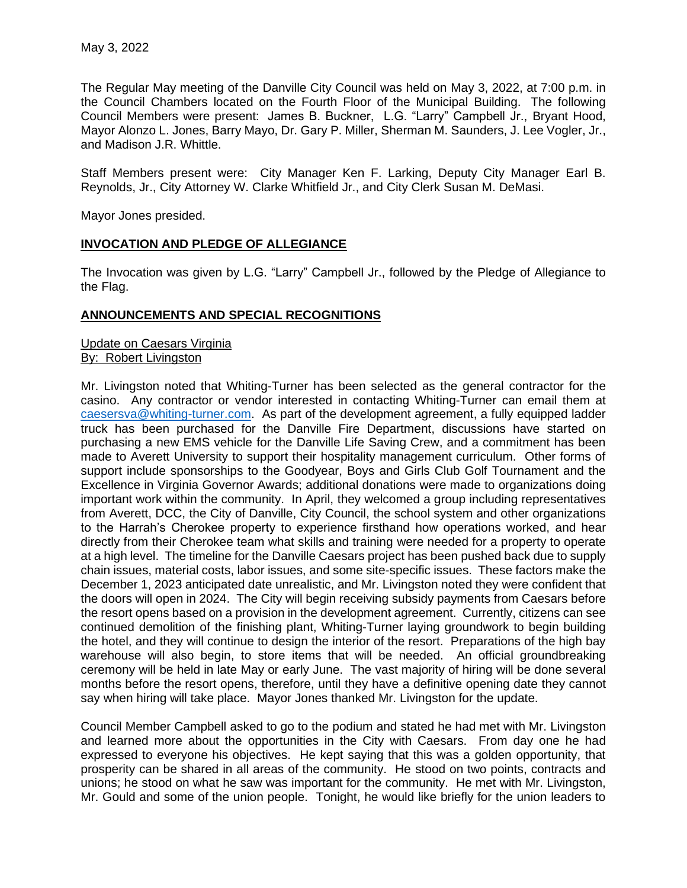May 3, 2022

The Regular May meeting of the Danville City Council was held on May 3, 2022, at 7:00 p.m. in the Council Chambers located on the Fourth Floor of the Municipal Building. The following Council Members were present: James B. Buckner, L.G. "Larry" Campbell Jr., Bryant Hood, Mayor Alonzo L. Jones, Barry Mayo, Dr. Gary P. Miller, Sherman M. Saunders, J. Lee Vogler, Jr., and Madison J.R. Whittle.

Staff Members present were: City Manager Ken F. Larking, Deputy City Manager Earl B. Reynolds, Jr., City Attorney W. Clarke Whitfield Jr., and City Clerk Susan M. DeMasi.

Mayor Jones presided.

## INVOCATION AND PLEDGE OF ALLEGIANCE

The Invocation was given by L.G. "Larry" Campbell Jr., followed by the Pledge of Allegiance to the Flag.

## ANNOUNCEMENTS AND SPECIAL RECOGNITIONS

Update on Caesars Virginia
By: Robert Livingston

Mr. Livingston noted that Whiting-Turner has been selected as the general contractor for the casino. Any contractor or vendor interested in contacting Whiting-Turner can email them at caesersva@whiting-turner.com. As part of the development agreement, a fully equipped ladder truck has been purchased for the Danville Fire Department, discussions have started on purchasing a new EMS vehicle for the Danville Life Saving Crew, and a commitment has been made to Averett University to support their hospitality management curriculum. Other forms of support include sponsorships to the Goodyear, Boys and Girls Club Golf Tournament and the Excellence in Virginia Governor Awards; additional donations were made to organizations doing important work within the community. In April, they welcomed a group including representatives from Averett, DCC, the City of Danville, City Council, the school system and other organizations to the Harrah's Cherokee property to experience firsthand how operations worked, and hear directly from their Cherokee team what skills and training were needed for a property to operate at a high level. The timeline for the Danville Caesars project has been pushed back due to supply chain issues, material costs, labor issues, and some site-specific issues. These factors make the December 1, 2023 anticipated date unrealistic, and Mr. Livingston noted they were confident that the doors will open in 2024. The City will begin receiving subsidy payments from Caesars before the resort opens based on a provision in the development agreement. Currently, citizens can see continued demolition of the finishing plant, Whiting-Turner laying groundwork to begin building the hotel, and they will continue to design the interior of the resort. Preparations of the high bay warehouse will also begin, to store items that will be needed. An official groundbreaking ceremony will be held in late May or early June. The vast majority of hiring will be done several months before the resort opens, therefore, until they have a definitive opening date they cannot say when hiring will take place. Mayor Jones thanked Mr. Livingston for the update.

Council Member Campbell asked to go to the podium and stated he had met with Mr. Livingston and learned more about the opportunities in the City with Caesars. From day one he had expressed to everyone his objectives. He kept saying that this was a golden opportunity, that prosperity can be shared in all areas of the community. He stood on two points, contracts and unions; he stood on what he saw was important for the community. He met with Mr. Livingston, Mr. Gould and some of the union people. Tonight, he would like briefly for the union leaders to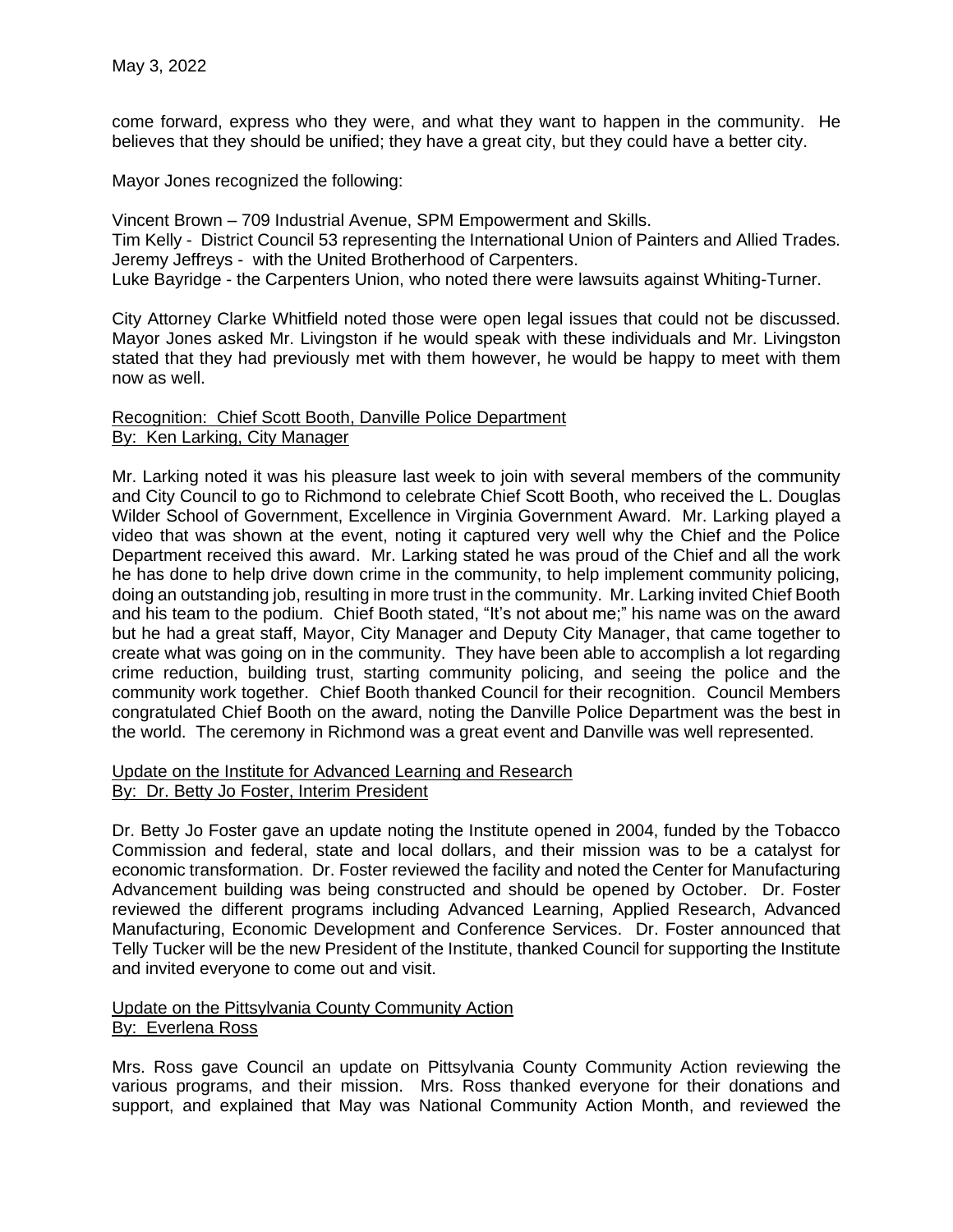come forward, express who they were, and what they want to happen in the community. He believes that they should be unified; they have a great city, but they could have a better city.

Mayor Jones recognized the following:

Vincent Brown – 709 Industrial Avenue, SPM Empowerment and Skills.
Tim Kelly - District Council 53 representing the International Union of Painters and Allied Trades.
Jeremy Jeffreys - with the United Brotherhood of Carpenters.
Luke Bayridge - the Carpenters Union, who noted there were lawsuits against Whiting-Turner.

City Attorney Clarke Whitfield noted those were open legal issues that could not be discussed. Mayor Jones asked Mr. Livingston if he would speak with these individuals and Mr. Livingston stated that they had previously met with them however, he would be happy to meet with them now as well.

Recognition: Chief Scott Booth, Danville Police Department
By: Ken Larking, City Manager

Mr. Larking noted it was his pleasure last week to join with several members of the community and City Council to go to Richmond to celebrate Chief Scott Booth, who received the L. Douglas Wilder School of Government, Excellence in Virginia Government Award. Mr. Larking played a video that was shown at the event, noting it captured very well why the Chief and the Police Department received this award. Mr. Larking stated he was proud of the Chief and all the work he has done to help drive down crime in the community, to help implement community policing, doing an outstanding job, resulting in more trust in the community. Mr. Larking invited Chief Booth and his team to the podium. Chief Booth stated, "It's not about me;" his name was on the award but he had a great staff, Mayor, City Manager and Deputy City Manager, that came together to create what was going on in the community. They have been able to accomplish a lot regarding crime reduction, building trust, starting community policing, and seeing the police and the community work together. Chief Booth thanked Council for their recognition. Council Members congratulated Chief Booth on the award, noting the Danville Police Department was the best in the world. The ceremony in Richmond was a great event and Danville was well represented.

Update on the Institute for Advanced Learning and Research
By: Dr. Betty Jo Foster, Interim President

Dr. Betty Jo Foster gave an update noting the Institute opened in 2004, funded by the Tobacco Commission and federal, state and local dollars, and their mission was to be a catalyst for economic transformation. Dr. Foster reviewed the facility and noted the Center for Manufacturing Advancement building was being constructed and should be opened by October. Dr. Foster reviewed the different programs including Advanced Learning, Applied Research, Advanced Manufacturing, Economic Development and Conference Services. Dr. Foster announced that Telly Tucker will be the new President of the Institute, thanked Council for supporting the Institute and invited everyone to come out and visit.

Update on the Pittsylvania County Community Action
By: Everlena Ross

Mrs. Ross gave Council an update on Pittsylvania County Community Action reviewing the various programs, and their mission. Mrs. Ross thanked everyone for their donations and support, and explained that May was National Community Action Month, and reviewed the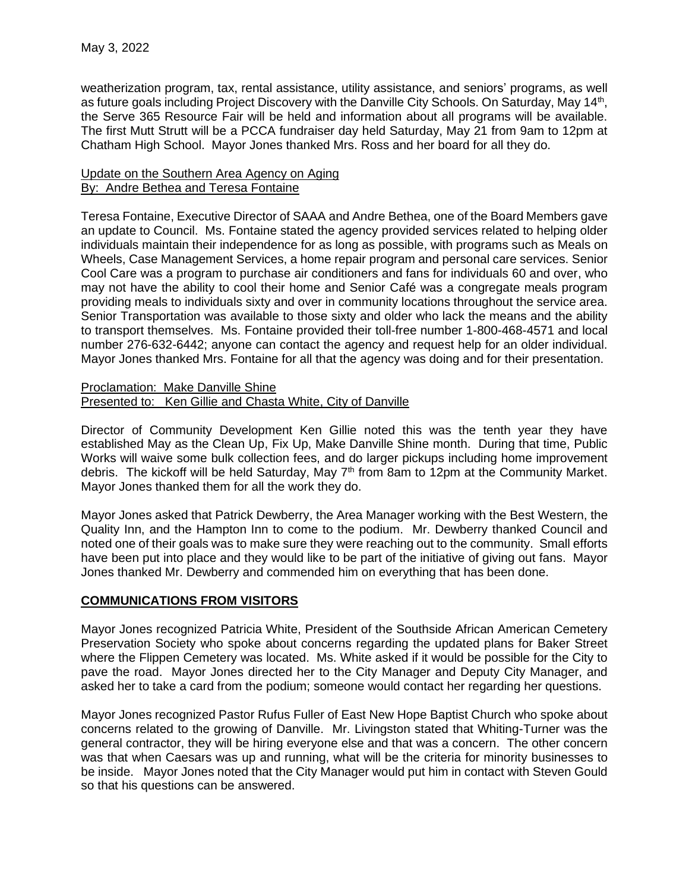weatherization program, tax, rental assistance, utility assistance, and seniors' programs, as well as future goals including Project Discovery with the Danville City Schools. On Saturday, May 14th, the Serve 365 Resource Fair will be held and information about all programs will be available. The first Mutt Strutt will be a PCCA fundraiser day held Saturday, May 21 from 9am to 12pm at Chatham High School. Mayor Jones thanked Mrs. Ross and her board for all they do.

Update on the Southern Area Agency on Aging
By: Andre Bethea and Teresa Fontaine

Teresa Fontaine, Executive Director of SAAA and Andre Bethea, one of the Board Members gave an update to Council. Ms. Fontaine stated the agency provided services related to helping older individuals maintain their independence for as long as possible, with programs such as Meals on Wheels, Case Management Services, a home repair program and personal care services. Senior Cool Care was a program to purchase air conditioners and fans for individuals 60 and over, who may not have the ability to cool their home and Senior Café was a congregate meals program providing meals to individuals sixty and over in community locations throughout the service area. Senior Transportation was available to those sixty and older who lack the means and the ability to transport themselves. Ms. Fontaine provided their toll-free number 1-800-468-4571 and local number 276-632-6442; anyone can contact the agency and request help for an older individual. Mayor Jones thanked Mrs. Fontaine for all that the agency was doing and for their presentation.

Proclamation: Make Danville Shine
Presented to: Ken Gillie and Chasta White, City of Danville

Director of Community Development Ken Gillie noted this was the tenth year they have established May as the Clean Up, Fix Up, Make Danville Shine month. During that time, Public Works will waive some bulk collection fees, and do larger pickups including home improvement debris. The kickoff will be held Saturday, May 7th from 8am to 12pm at the Community Market. Mayor Jones thanked them for all the work they do.

Mayor Jones asked that Patrick Dewberry, the Area Manager working with the Best Western, the Quality Inn, and the Hampton Inn to come to the podium. Mr. Dewberry thanked Council and noted one of their goals was to make sure they were reaching out to the community. Small efforts have been put into place and they would like to be part of the initiative of giving out fans. Mayor Jones thanked Mr. Dewberry and commended him on everything that has been done.

## COMMUNICATIONS FROM VISITORS

Mayor Jones recognized Patricia White, President of the Southside African American Cemetery Preservation Society who spoke about concerns regarding the updated plans for Baker Street where the Flippen Cemetery was located. Ms. White asked if it would be possible for the City to pave the road. Mayor Jones directed her to the City Manager and Deputy City Manager, and asked her to take a card from the podium; someone would contact her regarding her questions.

Mayor Jones recognized Pastor Rufus Fuller of East New Hope Baptist Church who spoke about concerns related to the growing of Danville. Mr. Livingston stated that Whiting-Turner was the general contractor, they will be hiring everyone else and that was a concern. The other concern was that when Caesars was up and running, what will be the criteria for minority businesses to be inside. Mayor Jones noted that the City Manager would put him in contact with Steven Gould so that his questions can be answered.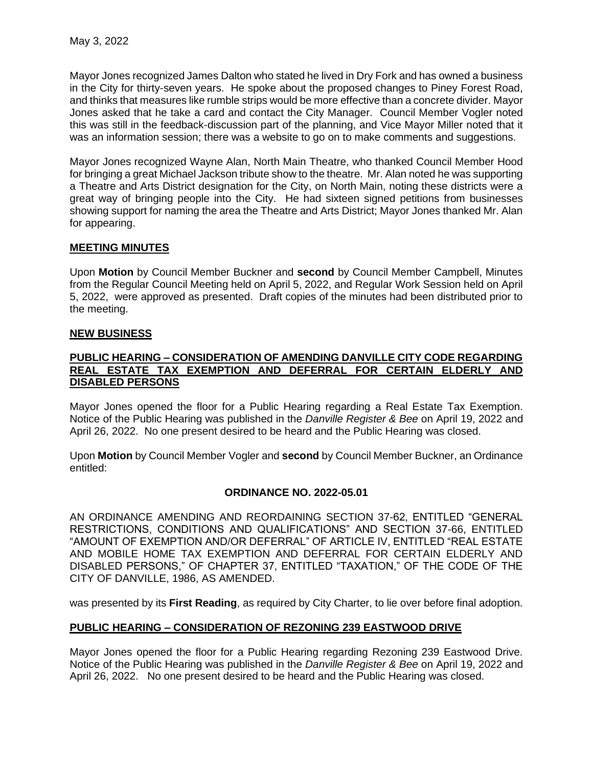Mayor Jones recognized James Dalton who stated he lived in Dry Fork and has owned a business in the City for thirty-seven years. He spoke about the proposed changes to Piney Forest Road, and thinks that measures like rumble strips would be more effective than a concrete divider. Mayor Jones asked that he take a card and contact the City Manager. Council Member Vogler noted this was still in the feedback-discussion part of the planning, and Vice Mayor Miller noted that it was an information session; there was a website to go on to make comments and suggestions.

Mayor Jones recognized Wayne Alan, North Main Theatre, who thanked Council Member Hood for bringing a great Michael Jackson tribute show to the theatre. Mr. Alan noted he was supporting a Theatre and Arts District designation for the City, on North Main, noting these districts were a great way of bringing people into the City. He had sixteen signed petitions from businesses showing support for naming the area the Theatre and Arts District; Mayor Jones thanked Mr. Alan for appearing.

## MEETING MINUTES

Upon **Motion** by Council Member Buckner and **second** by Council Member Campbell, Minutes from the Regular Council Meeting held on April 5, 2022, and Regular Work Session held on April 5, 2022, were approved as presented. Draft copies of the minutes had been distributed prior to the meeting.

## NEW BUSINESS

## PUBLIC HEARING – CONSIDERATION OF AMENDING DANVILLE CITY CODE REGARDING REAL ESTATE TAX EXEMPTION AND DEFERRAL FOR CERTAIN ELDERLY AND DISABLED PERSONS

Mayor Jones opened the floor for a Public Hearing regarding a Real Estate Tax Exemption. Notice of the Public Hearing was published in the *Danville Register & Bee* on April 19, 2022 and April 26, 2022. No one present desired to be heard and the Public Hearing was closed.

Upon **Motion** by Council Member Vogler and **second** by Council Member Buckner, an Ordinance entitled:

**ORDINANCE NO. 2022-05.01**

AN ORDINANCE AMENDING AND REORDAINING SECTION 37-62, ENTITLED "GENERAL RESTRICTIONS, CONDITIONS AND QUALIFICATIONS" AND SECTION 37-66, ENTITLED "AMOUNT OF EXEMPTION AND/OR DEFERRAL" OF ARTICLE IV, ENTITLED "REAL ESTATE AND MOBILE HOME TAX EXEMPTION AND DEFERRAL FOR CERTAIN ELDERLY AND DISABLED PERSONS," OF CHAPTER 37, ENTITLED "TAXATION," OF THE CODE OF THE CITY OF DANVILLE, 1986, AS AMENDED.

was presented by its **First Reading**, as required by City Charter, to lie over before final adoption.

## PUBLIC HEARING – CONSIDERATION OF REZONING 239 EASTWOOD DRIVE

Mayor Jones opened the floor for a Public Hearing regarding Rezoning 239 Eastwood Drive. Notice of the Public Hearing was published in the *Danville Register & Bee* on April 19, 2022 and April 26, 2022. No one present desired to be heard and the Public Hearing was closed.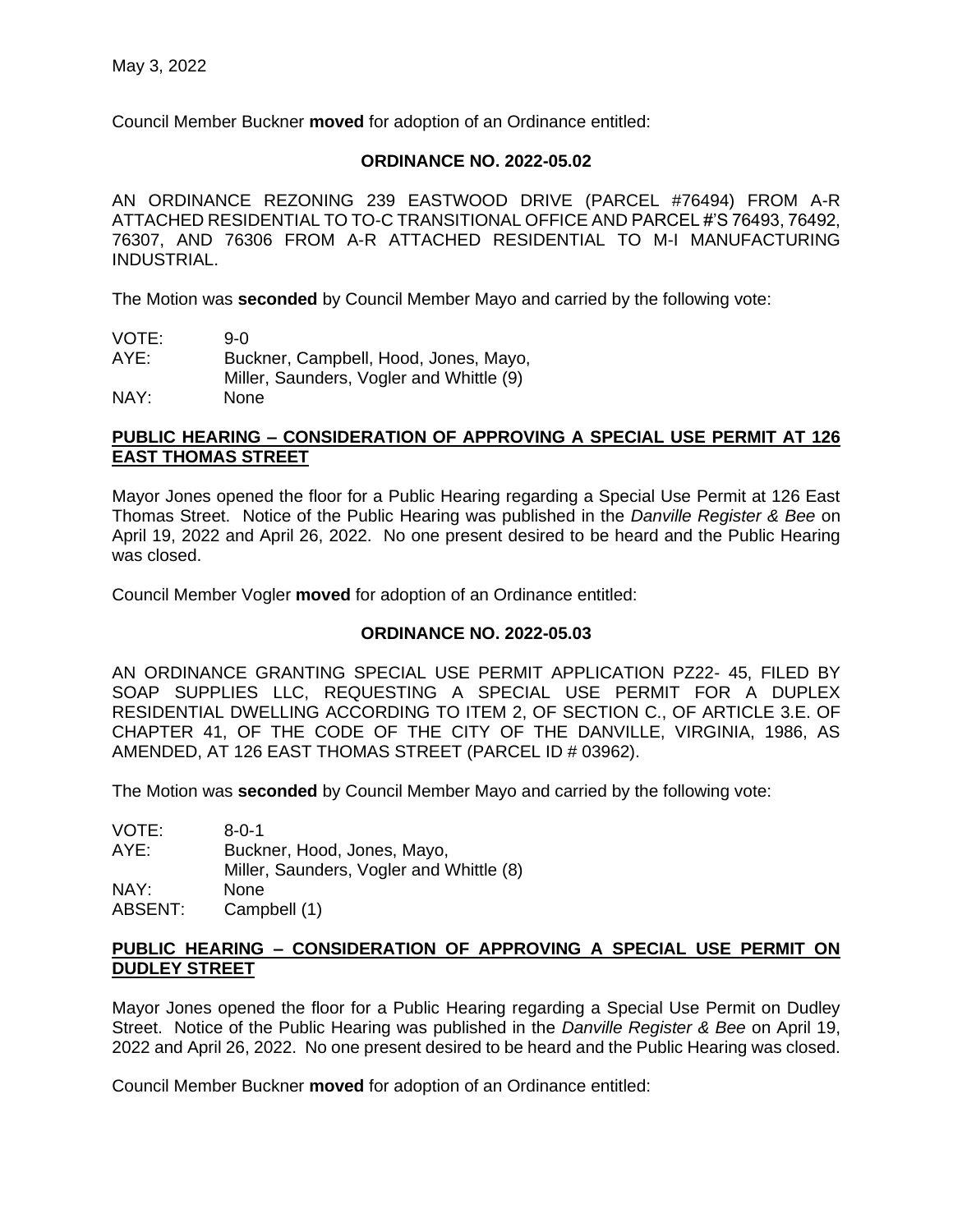May 3, 2022

Council Member Buckner **moved** for adoption of an Ordinance entitled:

**ORDINANCE NO. 2022-05.02**

AN ORDINANCE REZONING 239 EASTWOOD DRIVE (PARCEL #76494) FROM A-R ATTACHED RESIDENTIAL TO TO-C TRANSITIONAL OFFICE AND PARCEL #'S 76493, 76492, 76307, AND 76306 FROM A-R ATTACHED RESIDENTIAL TO M-I MANUFACTURING INDUSTRIAL.

The Motion was **seconded** by Council Member Mayo and carried by the following vote:

VOTE: 9-0
AYE: Buckner, Campbell, Hood, Jones, Mayo, Miller, Saunders, Vogler and Whittle (9)
NAY: None

## PUBLIC HEARING – CONSIDERATION OF APPROVING A SPECIAL USE PERMIT AT 126 EAST THOMAS STREET

Mayor Jones opened the floor for a Public Hearing regarding a Special Use Permit at 126 East Thomas Street. Notice of the Public Hearing was published in the *Danville Register & Bee* on April 19, 2022 and April 26, 2022. No one present desired to be heard and the Public Hearing was closed.

Council Member Vogler **moved** for adoption of an Ordinance entitled:

**ORDINANCE NO. 2022-05.03**

AN ORDINANCE GRANTING SPECIAL USE PERMIT APPLICATION PZ22- 45, FILED BY SOAP SUPPLIES LLC, REQUESTING A SPECIAL USE PERMIT FOR A DUPLEX RESIDENTIAL DWELLING ACCORDING TO ITEM 2, OF SECTION C., OF ARTICLE 3.E. OF CHAPTER 41, OF THE CODE OF THE CITY OF THE DANVILLE, VIRGINIA, 1986, AS AMENDED, AT 126 EAST THOMAS STREET (PARCEL ID # 03962).

The Motion was **seconded** by Council Member Mayo and carried by the following vote:

VOTE: 8-0-1
AYE: Buckner, Hood, Jones, Mayo, Miller, Saunders, Vogler and Whittle (8)
NAY: None
ABSENT: Campbell (1)

## PUBLIC HEARING – CONSIDERATION OF APPROVING A SPECIAL USE PERMIT ON DUDLEY STREET

Mayor Jones opened the floor for a Public Hearing regarding a Special Use Permit on Dudley Street. Notice of the Public Hearing was published in the *Danville Register & Bee* on April 19, 2022 and April 26, 2022. No one present desired to be heard and the Public Hearing was closed.

Council Member Buckner **moved** for adoption of an Ordinance entitled: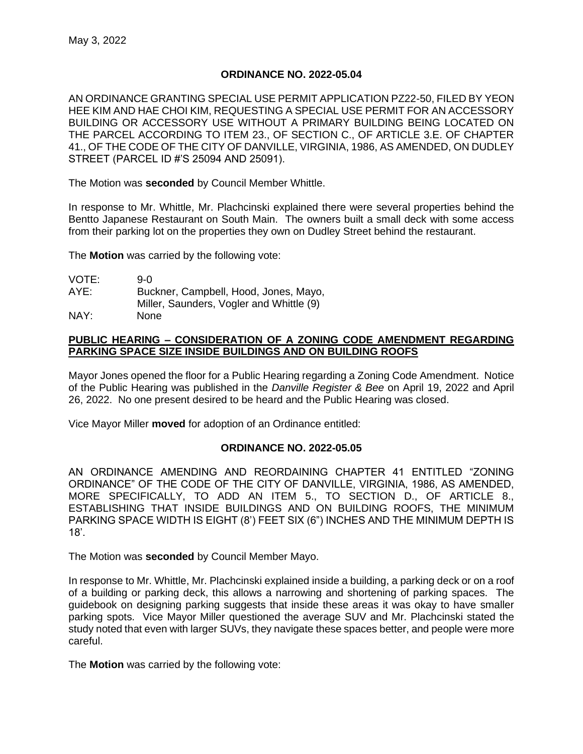May 3, 2022

**ORDINANCE NO. 2022-05.04**

AN ORDINANCE GRANTING SPECIAL USE PERMIT APPLICATION PZ22-50, FILED BY YEON HEE KIM AND HAE CHOI KIM, REQUESTING A SPECIAL USE PERMIT FOR AN ACCESSORY BUILDING OR ACCESSORY USE WITHOUT A PRIMARY BUILDING BEING LOCATED ON THE PARCEL ACCORDING TO ITEM 23., OF SECTION C., OF ARTICLE 3.E. OF CHAPTER 41., OF THE CODE OF THE CITY OF DANVILLE, VIRGINIA, 1986, AS AMENDED, ON DUDLEY STREET (PARCEL ID #'S 25094 AND 25091).

The Motion was **seconded** by Council Member Whittle.

In response to Mr. Whittle, Mr. Plachcinski explained there were several properties behind the Bentto Japanese Restaurant on South Main. The owners built a small deck with some access from their parking lot on the properties they own on Dudley Street behind the restaurant.

The **Motion** was carried by the following vote:

VOTE: 9-0
AYE: Buckner, Campbell, Hood, Jones, Mayo, Miller, Saunders, Vogler and Whittle (9)
NAY: None

**PUBLIC HEARING – CONSIDERATION OF A ZONING CODE AMENDMENT REGARDING PARKING SPACE SIZE INSIDE BUILDINGS AND ON BUILDING ROOFS**

Mayor Jones opened the floor for a Public Hearing regarding a Zoning Code Amendment. Notice of the Public Hearing was published in the *Danville Register & Bee* on April 19, 2022 and April 26, 2022. No one present desired to be heard and the Public Hearing was closed.

Vice Mayor Miller **moved** for adoption of an Ordinance entitled:

**ORDINANCE NO. 2022-05.05**

AN ORDINANCE AMENDING AND REORDAINING CHAPTER 41 ENTITLED "ZONING ORDINANCE" OF THE CODE OF THE CITY OF DANVILLE, VIRGINIA, 1986, AS AMENDED, MORE SPECIFICALLY, TO ADD AN ITEM 5., TO SECTION D., OF ARTICLE 8., ESTABLISHING THAT INSIDE BUILDINGS AND ON BUILDING ROOFS, THE MINIMUM PARKING SPACE WIDTH IS EIGHT (8') FEET SIX (6") INCHES AND THE MINIMUM DEPTH IS 18'.

The Motion was **seconded** by Council Member Mayo.

In response to Mr. Whittle, Mr. Plachcinski explained inside a building, a parking deck or on a roof of a building or parking deck, this allows a narrowing and shortening of parking spaces. The guidebook on designing parking suggests that inside these areas it was okay to have smaller parking spots. Vice Mayor Miller questioned the average SUV and Mr. Plachcinski stated the study noted that even with larger SUVs, they navigate these spaces better, and people were more careful.

The **Motion** was carried by the following vote: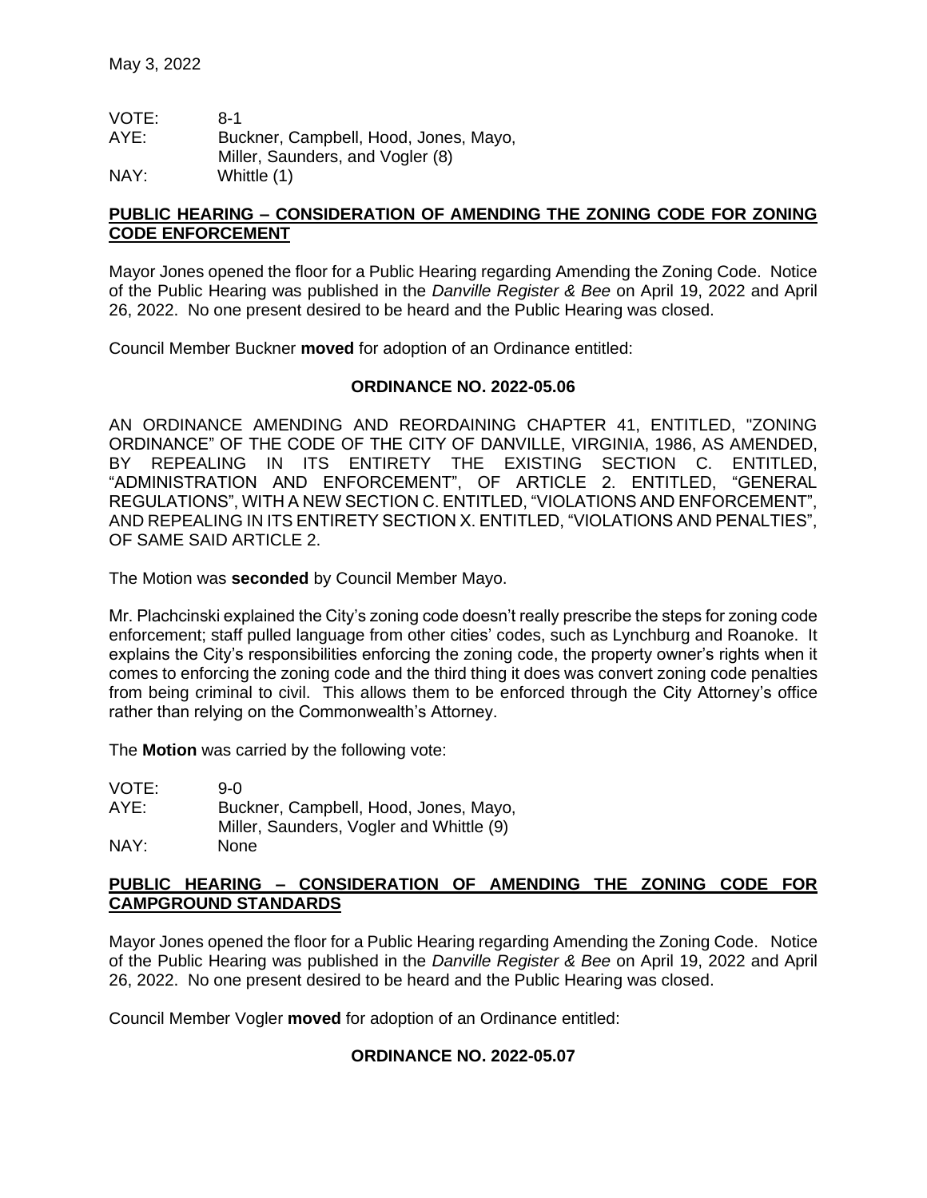VOTE: 8-1
AYE: Buckner, Campbell, Hood, Jones, Mayo, Miller, Saunders, and Vogler (8)
NAY: Whittle (1)

**PUBLIC HEARING – CONSIDERATION OF AMENDING THE ZONING CODE FOR ZONING CODE ENFORCEMENT**

Mayor Jones opened the floor for a Public Hearing regarding Amending the Zoning Code. Notice of the Public Hearing was published in the *Danville Register & Bee* on April 19, 2022 and April 26, 2022. No one present desired to be heard and the Public Hearing was closed.

Council Member Buckner **moved** for adoption of an Ordinance entitled:

**ORDINANCE NO. 2022-05.06**

AN ORDINANCE AMENDING AND REORDAINING CHAPTER 41, ENTITLED, "ZONING ORDINANCE" OF THE CODE OF THE CITY OF DANVILLE, VIRGINIA, 1986, AS AMENDED, BY REPEALING IN ITS ENTIRETY THE EXISTING SECTION C. ENTITLED, "ADMINISTRATION AND ENFORCEMENT", OF ARTICLE 2. ENTITLED, "GENERAL REGULATIONS", WITH A NEW SECTION C. ENTITLED, "VIOLATIONS AND ENFORCEMENT", AND REPEALING IN ITS ENTIRETY SECTION X. ENTITLED, "VIOLATIONS AND PENALTIES", OF SAME SAID ARTICLE 2.

The Motion was **seconded** by Council Member Mayo.

Mr. Plachcinski explained the City's zoning code doesn't really prescribe the steps for zoning code enforcement; staff pulled language from other cities' codes, such as Lynchburg and Roanoke. It explains the City's responsibilities enforcing the zoning code, the property owner's rights when it comes to enforcing the zoning code and the third thing it does was convert zoning code penalties from being criminal to civil. This allows them to be enforced through the City Attorney's office rather than relying on the Commonwealth's Attorney.

The **Motion** was carried by the following vote:

VOTE: 9-0
AYE: Buckner, Campbell, Hood, Jones, Mayo, Miller, Saunders, Vogler and Whittle (9)
NAY: None

**PUBLIC HEARING – CONSIDERATION OF AMENDING THE ZONING CODE FOR CAMPGROUND STANDARDS**

Mayor Jones opened the floor for a Public Hearing regarding Amending the Zoning Code. Notice of the Public Hearing was published in the *Danville Register & Bee* on April 19, 2022 and April 26, 2022. No one present desired to be heard and the Public Hearing was closed.

Council Member Vogler **moved** for adoption of an Ordinance entitled:

**ORDINANCE NO. 2022-05.07**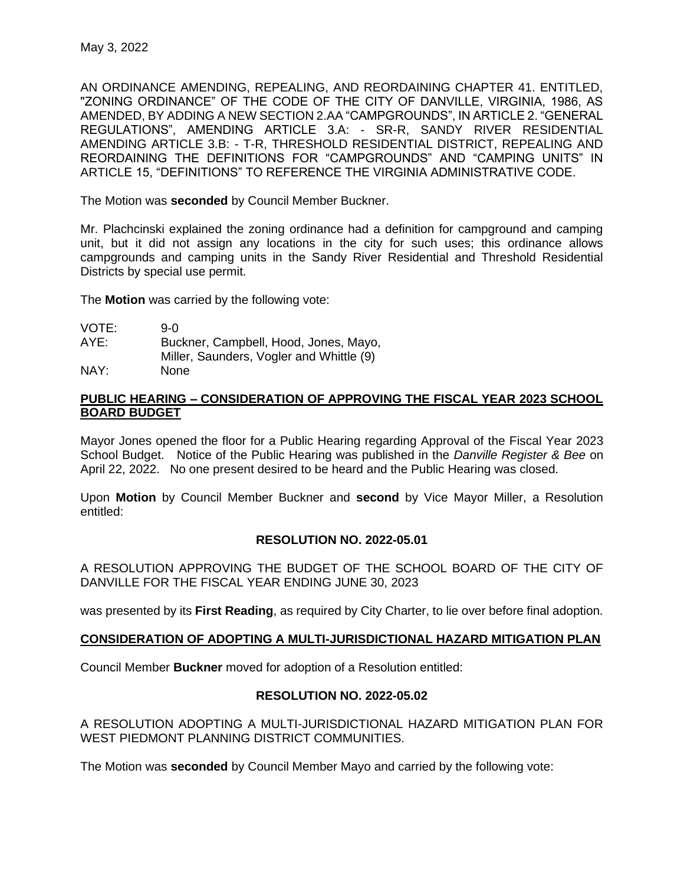May 3, 2022

AN ORDINANCE AMENDING, REPEALING, AND REORDAINING CHAPTER 41. ENTITLED, "ZONING ORDINANCE" OF THE CODE OF THE CITY OF DANVILLE, VIRGINIA, 1986, AS AMENDED, BY ADDING A NEW SECTION 2.AA "CAMPGROUNDS", IN ARTICLE 2. "GENERAL REGULATIONS", AMENDING ARTICLE 3.A: - SR-R, SANDY RIVER RESIDENTIAL AMENDING ARTICLE 3.B: - T-R, THRESHOLD RESIDENTIAL DISTRICT, REPEALING AND REORDAINING THE DEFINITIONS FOR "CAMPGROUNDS" AND "CAMPING UNITS" IN ARTICLE 15, "DEFINITIONS" TO REFERENCE THE VIRGINIA ADMINISTRATIVE CODE.

The Motion was **seconded** by Council Member Buckner.

Mr. Plachcinski explained the zoning ordinance had a definition for campground and camping unit, but it did not assign any locations in the city for such uses; this ordinance allows campgrounds and camping units in the Sandy River Residential and Threshold Residential Districts by special use permit.

The **Motion** was carried by the following vote:

VOTE: 9-0
AYE: Buckner, Campbell, Hood, Jones, Mayo, Miller, Saunders, Vogler and Whittle (9)
NAY: None

**PUBLIC HEARING – CONSIDERATION OF APPROVING THE FISCAL YEAR 2023 SCHOOL BOARD BUDGET**

Mayor Jones opened the floor for a Public Hearing regarding Approval of the Fiscal Year 2023 School Budget. Notice of the Public Hearing was published in the *Danville Register & Bee* on April 22, 2022. No one present desired to be heard and the Public Hearing was closed.

Upon **Motion** by Council Member Buckner and **second** by Vice Mayor Miller, a Resolution entitled:

**RESOLUTION NO. 2022-05.01**

A RESOLUTION APPROVING THE BUDGET OF THE SCHOOL BOARD OF THE CITY OF DANVILLE FOR THE FISCAL YEAR ENDING JUNE 30, 2023

was presented by its **First Reading**, as required by City Charter, to lie over before final adoption.

**CONSIDERATION OF ADOPTING A MULTI-JURISDICTIONAL HAZARD MITIGATION PLAN**

Council Member **Buckner** moved for adoption of a Resolution entitled:

**RESOLUTION NO. 2022-05.02**

A RESOLUTION ADOPTING A MULTI-JURISDICTIONAL HAZARD MITIGATION PLAN FOR WEST PIEDMONT PLANNING DISTRICT COMMUNITIES.

The Motion was **seconded** by Council Member Mayo and carried by the following vote: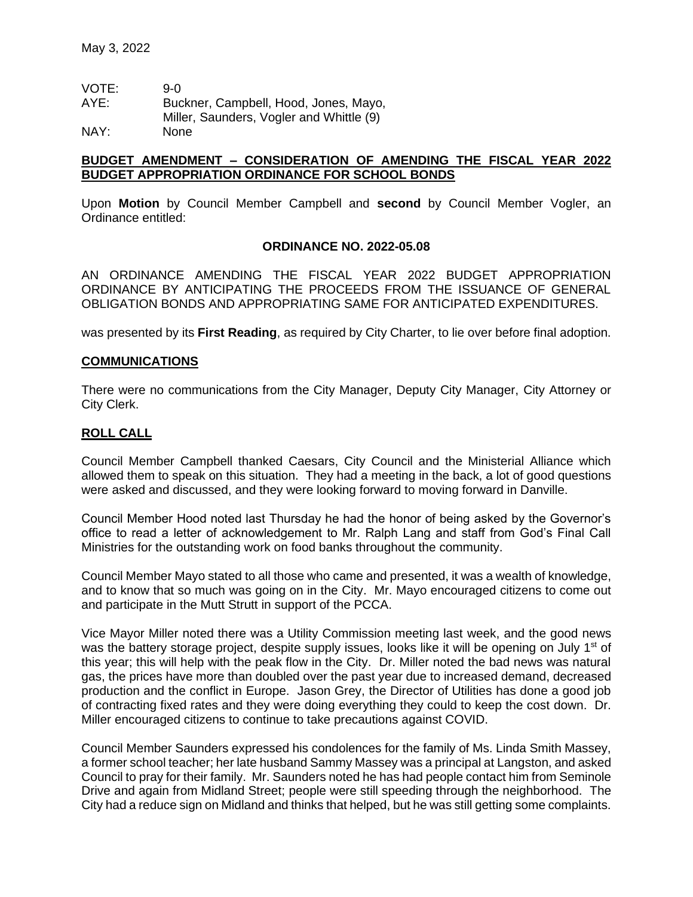May 3, 2022

VOTE: 9-0
AYE: Buckner, Campbell, Hood, Jones, Mayo, Miller, Saunders, Vogler and Whittle (9)
NAY: None

## BUDGET AMENDMENT – CONSIDERATION OF AMENDING THE FISCAL YEAR 2022 BUDGET APPROPRIATION ORDINANCE FOR SCHOOL BONDS

Upon **Motion** by Council Member Campbell and **second** by Council Member Vogler, an Ordinance entitled:

**ORDINANCE NO. 2022-05.08**

AN ORDINANCE AMENDING THE FISCAL YEAR 2022 BUDGET APPROPRIATION ORDINANCE BY ANTICIPATING THE PROCEEDS FROM THE ISSUANCE OF GENERAL OBLIGATION BONDS AND APPROPRIATING SAME FOR ANTICIPATED EXPENDITURES.

was presented by its **First Reading**, as required by City Charter, to lie over before final adoption.

## COMMUNICATIONS

There were no communications from the City Manager, Deputy City Manager, City Attorney or City Clerk.

## ROLL CALL

Council Member Campbell thanked Caesars, City Council and the Ministerial Alliance which allowed them to speak on this situation. They had a meeting in the back, a lot of good questions were asked and discussed, and they were looking forward to moving forward in Danville.

Council Member Hood noted last Thursday he had the honor of being asked by the Governor's office to read a letter of acknowledgement to Mr. Ralph Lang and staff from God's Final Call Ministries for the outstanding work on food banks throughout the community.

Council Member Mayo stated to all those who came and presented, it was a wealth of knowledge, and to know that so much was going on in the City. Mr. Mayo encouraged citizens to come out and participate in the Mutt Strutt in support of the PCCA.

Vice Mayor Miller noted there was a Utility Commission meeting last week, and the good news was the battery storage project, despite supply issues, looks like it will be opening on July 1st of this year; this will help with the peak flow in the City. Dr. Miller noted the bad news was natural gas, the prices have more than doubled over the past year due to increased demand, decreased production and the conflict in Europe. Jason Grey, the Director of Utilities has done a good job of contracting fixed rates and they were doing everything they could to keep the cost down. Dr. Miller encouraged citizens to continue to take precautions against COVID.

Council Member Saunders expressed his condolences for the family of Ms. Linda Smith Massey, a former school teacher; her late husband Sammy Massey was a principal at Langston, and asked Council to pray for their family. Mr. Saunders noted he has had people contact him from Seminole Drive and again from Midland Street; people were still speeding through the neighborhood. The City had a reduce sign on Midland and thinks that helped, but he was still getting some complaints.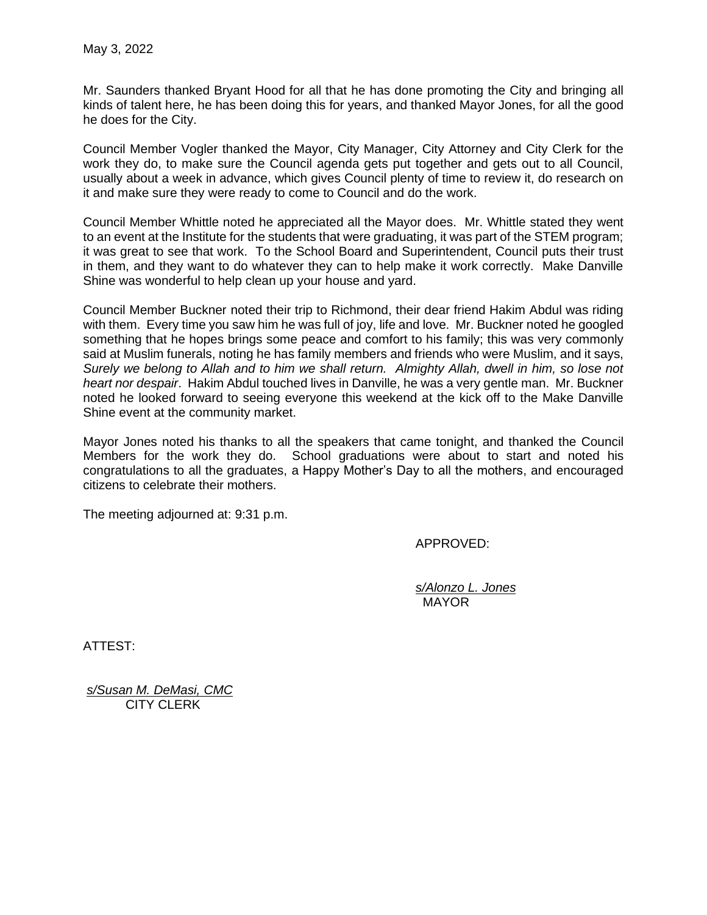Mr. Saunders thanked Bryant Hood for all that he has done promoting the City and bringing all kinds of talent here, he has been doing this for years, and thanked Mayor Jones, for all the good he does for the City.

Council Member Vogler thanked the Mayor, City Manager, City Attorney and City Clerk for the work they do, to make sure the Council agenda gets put together and gets out to all Council, usually about a week in advance, which gives Council plenty of time to review it, do research on it and make sure they were ready to come to Council and do the work.

Council Member Whittle noted he appreciated all the Mayor does. Mr. Whittle stated they went to an event at the Institute for the students that were graduating, it was part of the STEM program; it was great to see that work. To the School Board and Superintendent, Council puts their trust in them, and they want to do whatever they can to help make it work correctly. Make Danville Shine was wonderful to help clean up your house and yard.

Council Member Buckner noted their trip to Richmond, their dear friend Hakim Abdul was riding with them. Every time you saw him he was full of joy, life and love. Mr. Buckner noted he googled something that he hopes brings some peace and comfort to his family; this was very commonly said at Muslim funerals, noting he has family members and friends who were Muslim, and it says, *Surely we belong to Allah and to him we shall return. Almighty Allah, dwell in him, so lose not heart nor despair*. Hakim Abdul touched lives in Danville, he was a very gentle man. Mr. Buckner noted he looked forward to seeing everyone this weekend at the kick off to the Make Danville Shine event at the community market.

Mayor Jones noted his thanks to all the speakers that came tonight, and thanked the Council Members for the work they do. School graduations were about to start and noted his congratulations to all the graduates, a Happy Mother's Day to all the mothers, and encouraged citizens to celebrate their mothers.

The meeting adjourned at: 9:31 p.m.

APPROVED:

*s/Alonzo L. Jones*
MAYOR

ATTEST:

*s/Susan M. DeMasi, CMC*
CITY CLERK